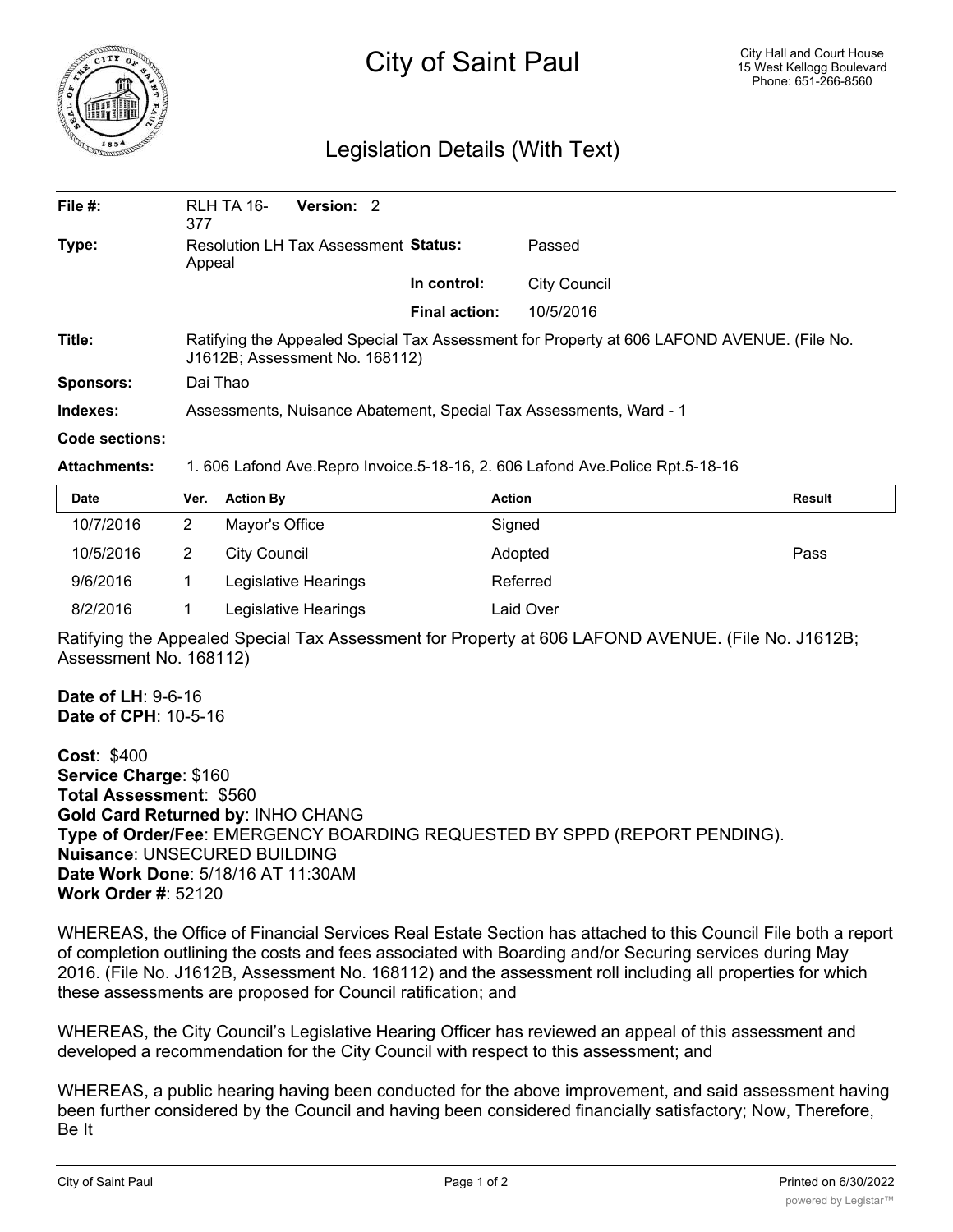# City of Saint Paul

City Hall and Court House
15 West Kellogg Boulevard
Phone: 651-266-8560

## Legislation Details (With Text)

| | | | |
|---|---|---|---|
| **File #:** | RLH TA 16-377 **Version:** 2 | | |
| **Type:** | Resolution LH Tax Assessment Appeal | **Status:** | Passed |
| | | **In control:** | City Council |
| | | **Final action:** | 10/5/2016 |
| **Title:** | Ratifying the Appealed Special Tax Assessment for Property at 606 LAFOND AVENUE. (File No. J1612B; Assessment No. 168112) | | |
| **Sponsors:** | Dai Thao | | |
| **Indexes:** | Assessments, Nuisance Abatement, Special Tax Assessments, Ward - 1 | | |
| **Code sections:** | | | |
| **Attachments:** | 1. 606 Lafond Ave.Repro Invoice.5-18-16, 2. 606 Lafond Ave.Police Rpt.5-18-16 | | |

| Date | Ver. | Action By | Action | Result |
|---|---|---|---|---|
| 10/7/2016 | 2 | Mayor's Office | Signed | |
| 10/5/2016 | 2 | City Council | Adopted | Pass |
| 9/6/2016 | 1 | Legislative Hearings | Referred | |
| 8/2/2016 | 1 | Legislative Hearings | Laid Over | |

Ratifying the Appealed Special Tax Assessment for Property at 606 LAFOND AVENUE. (File No. J1612B; Assessment No. 168112)

**Date of LH**: 9-6-16
**Date of CPH**: 10-5-16

**Cost**: $400
**Service Charge**: $160
**Total Assessment**: $560
**Gold Card Returned by**: INHO CHANG
**Type of Order/Fee**: EMERGENCY BOARDING REQUESTED BY SPPD (REPORT PENDING).
**Nuisance**: UNSECURED BUILDING
**Date Work Done**: 5/18/16 AT 11:30AM
**Work Order #**: 52120

WHEREAS, the Office of Financial Services Real Estate Section has attached to this Council File both a report of completion outlining the costs and fees associated with Boarding and/or Securing services during May 2016. (File No. J1612B, Assessment No. 168112) and the assessment roll including all properties for which these assessments are proposed for Council ratification; and

WHEREAS, the City Council's Legislative Hearing Officer has reviewed an appeal of this assessment and developed a recommendation for the City Council with respect to this assessment; and

WHEREAS, a public hearing having been conducted for the above improvement, and said assessment having been further considered by the Council and having been considered financially satisfactory; Now, Therefore, Be It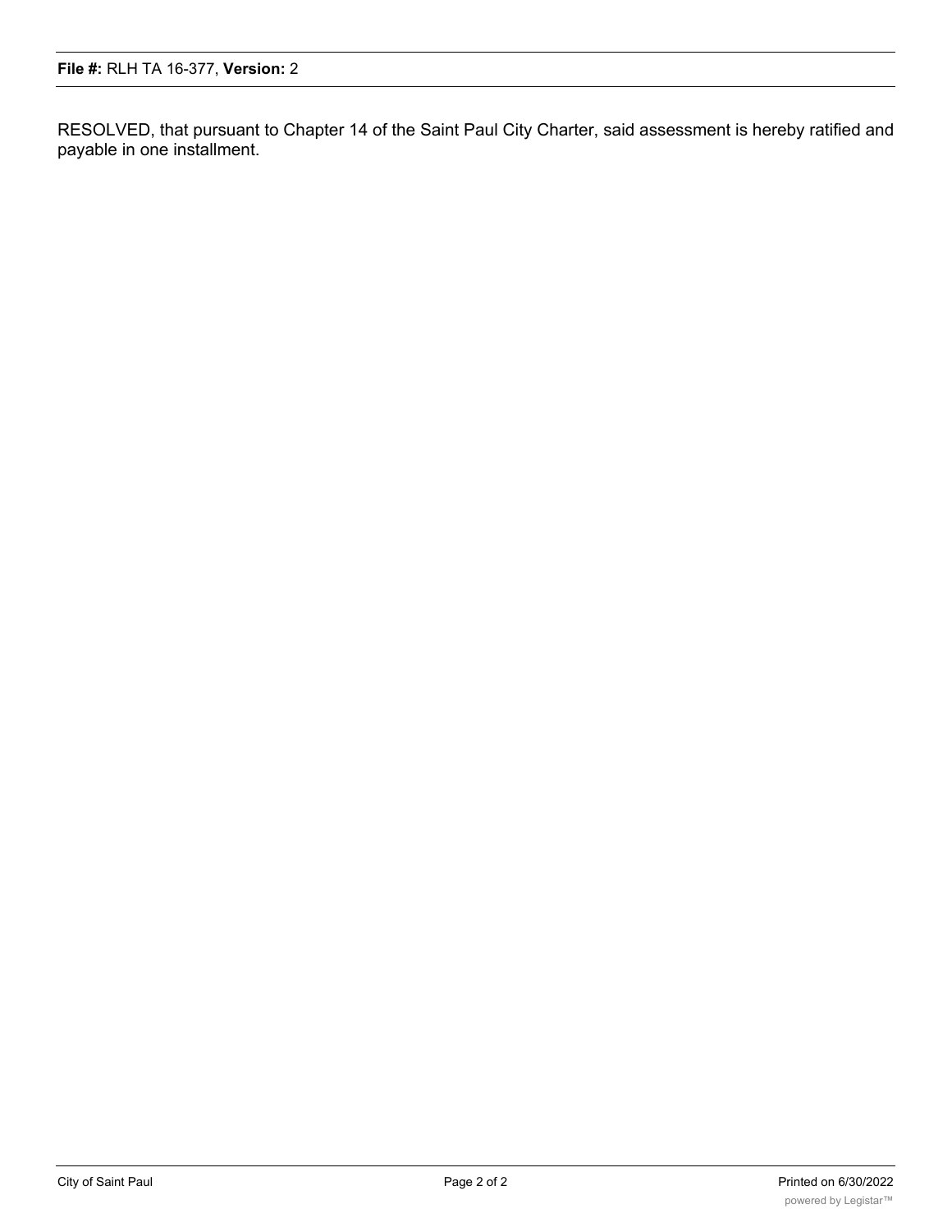RESOLVED, that pursuant to Chapter 14 of the Saint Paul City Charter, said assessment is hereby ratified and payable in one installment.